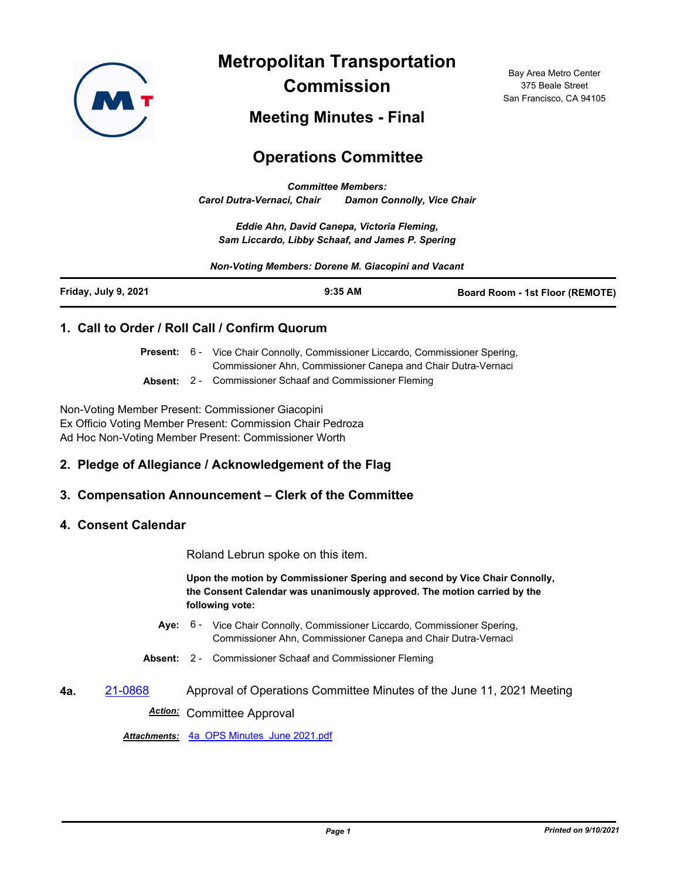# Metropolitan Transportation Commission

Bay Area Metro Center
375 Beale Street
San Francisco, CA 94105

## Meeting Minutes - Final

## Operations Committee

*Committee Members:*
*Carol Dutra-Vernaci, Chair Damon Connolly, Vice Chair*

*Eddie Ahn, David Canepa, Victoria Fleming,*
*Sam Liccardo, Libby Schaaf, and James P. Spering*

*Non-Voting Members: Dorene M. Giacopini and Vacant*

| Friday, July 9, 2021 | 9:35 AM | Board Room - 1st Floor (REMOTE) |
|---|---|---|

### 1. Call to Order / Roll Call / Confirm Quorum

**Present:** 6 - Vice Chair Connolly, Commissioner Liccardo, Commissioner Spering, Commissioner Ahn, Commissioner Canepa and Chair Dutra-Vernaci

**Absent:** 2 - Commissioner Schaaf and Commissioner Fleming

Non-Voting Member Present: Commissioner Giacopini
Ex Officio Voting Member Present: Commission Chair Pedroza
Ad Hoc Non-Voting Member Present: Commissioner Worth

### 2. Pledge of Allegiance / Acknowledgement of the Flag

### 3. Compensation Announcement – Clerk of the Committee

### 4. Consent Calendar

Roland Lebrun spoke on this item.

**Upon the motion by Commissioner Spering and second by Vice Chair Connolly, the Consent Calendar was unanimously approved. The motion carried by the following vote:**

**Aye:** 6 - Vice Chair Connolly, Commissioner Liccardo, Commissioner Spering, Commissioner Ahn, Commissioner Canepa and Chair Dutra-Vernaci

**Absent:** 2 - Commissioner Schaaf and Commissioner Fleming

**4a.** 21-0868 Approval of Operations Committee Minutes of the June 11, 2021 Meeting

***Action:*** Committee Approval

***Attachments:*** 4a_OPS Minutes_June 2021.pdf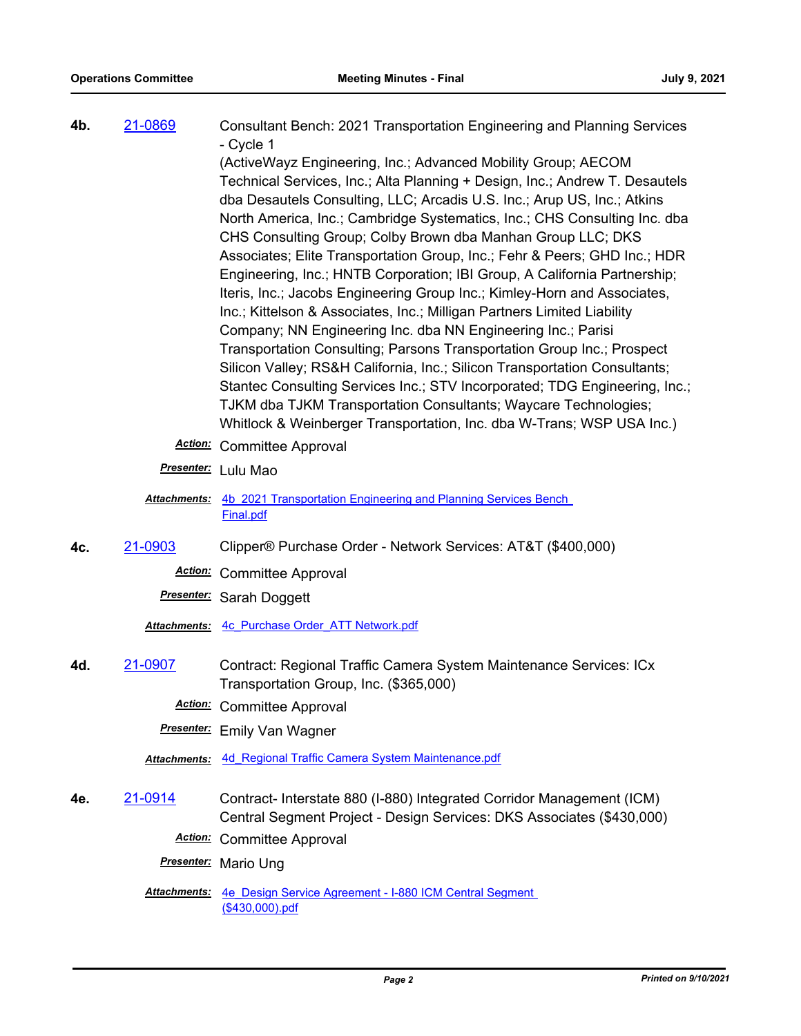**4b.** 21-0869 Consultant Bench: 2021 Transportation Engineering and Planning Services - Cycle 1

(ActiveWayz Engineering, Inc.; Advanced Mobility Group; AECOM Technical Services, Inc.; Alta Planning + Design, Inc.; Andrew T. Desautels dba Desautels Consulting, LLC; Arcadis U.S. Inc.; Arup US, Inc.; Atkins North America, Inc.; Cambridge Systematics, Inc.; CHS Consulting Inc. dba CHS Consulting Group; Colby Brown dba Manhan Group LLC; DKS Associates; Elite Transportation Group, Inc.; Fehr & Peers; GHD Inc.; HDR Engineering, Inc.; HNTB Corporation; IBI Group, A California Partnership; Iteris, Inc.; Jacobs Engineering Group Inc.; Kimley-Horn and Associates, Inc.; Kittelson & Associates, Inc.; Milligan Partners Limited Liability Company; NN Engineering Inc. dba NN Engineering Inc.; Parisi Transportation Consulting; Parsons Transportation Group Inc.; Prospect Silicon Valley; RS&H California, Inc.; Silicon Transportation Consultants; Stantec Consulting Services Inc.; STV Incorporated; TDG Engineering, Inc.; TJKM dba TJKM Transportation Consultants; Waycare Technologies; Whitlock & Weinberger Transportation, Inc. dba W-Trans; WSP USA Inc.)

***Action:*** Committee Approval

***Presenter:*** Lulu Mao

***Attachments:*** 4b_2021 Transportation Engineering and Planning Services Bench Final.pdf

**4c.** 21-0903 Clipper® Purchase Order - Network Services: AT&T ($400,000)

***Action:*** Committee Approval

***Presenter:*** Sarah Doggett

***Attachments:*** 4c_Purchase Order_ATT Network.pdf

**4d.** 21-0907 Contract: Regional Traffic Camera System Maintenance Services: ICx Transportation Group, Inc. ($365,000)

***Action:*** Committee Approval

***Presenter:*** Emily Van Wagner

***Attachments:*** 4d_Regional Traffic Camera System Maintenance.pdf

**4e.** 21-0914 Contract- Interstate 880 (I-880) Integrated Corridor Management (ICM) Central Segment Project - Design Services: DKS Associates ($430,000)

***Action:*** Committee Approval

***Presenter:*** Mario Ung

***Attachments:*** 4e_Design Service Agreement - I-880 ICM Central Segment ($430,000).pdf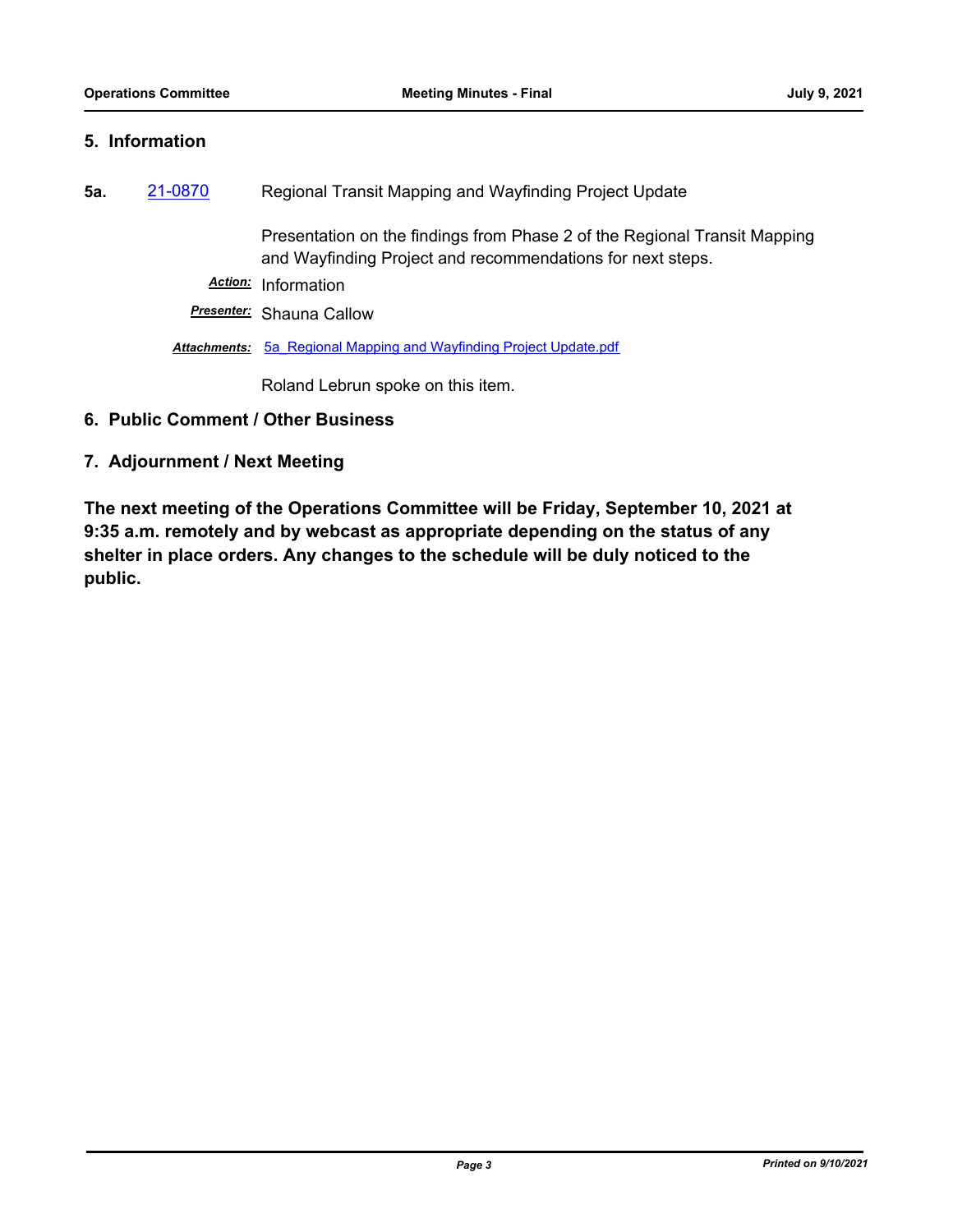## 5. Information

**5a.** 21-0870 Regional Transit Mapping and Wayfinding Project Update

Presentation on the findings from Phase 2 of the Regional Transit Mapping and Wayfinding Project and recommendations for next steps.

***Action:*** Information

***Presenter:*** Shauna Callow

***Attachments:*** 5a_Regional Mapping and Wayfinding Project Update.pdf

Roland Lebrun spoke on this item.

## 6. Public Comment / Other Business

## 7. Adjournment / Next Meeting

**The next meeting of the Operations Committee will be Friday, September 10, 2021 at 9:35 a.m. remotely and by webcast as appropriate depending on the status of any shelter in place orders. Any changes to the schedule will be duly noticed to the public.**